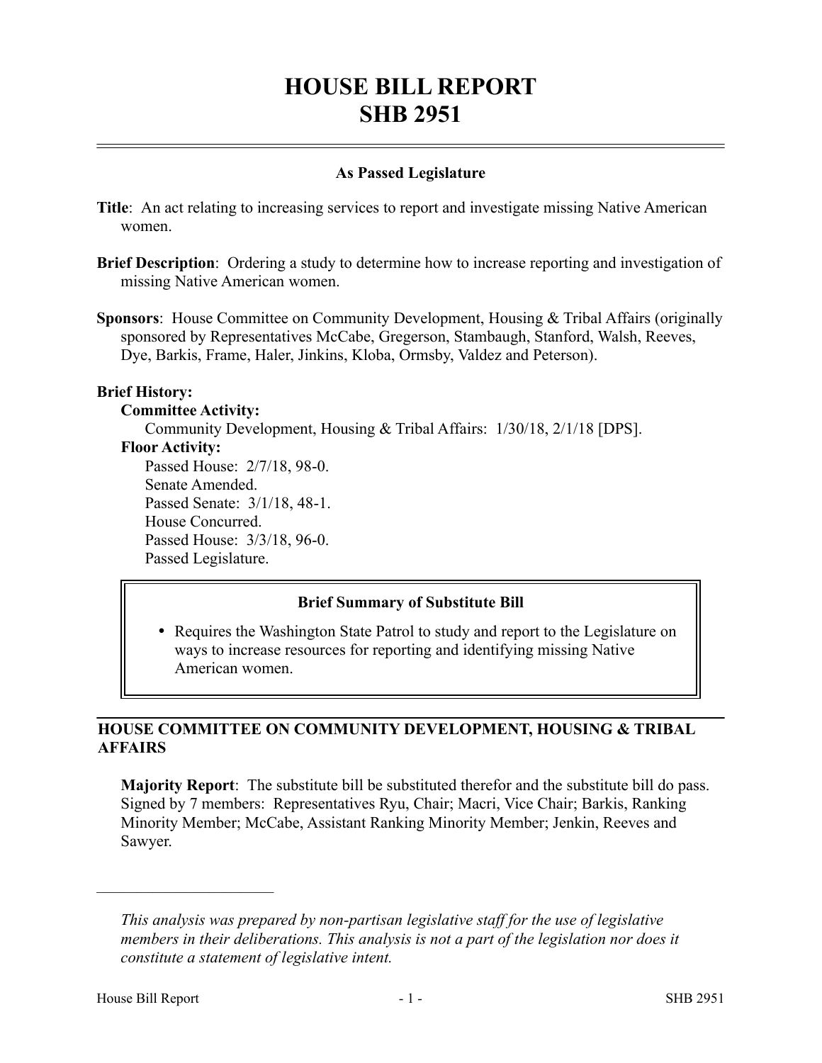# HOUSE BILL REPORT
# SHB 2951

### As Passed Legislature

**Title**: An act relating to increasing services to report and investigate missing Native American women.

**Brief Description**: Ordering a study to determine how to increase reporting and investigation of missing Native American women.

**Sponsors**: House Committee on Community Development, Housing & Tribal Affairs (originally sponsored by Representatives McCabe, Gregerson, Stambaugh, Stanford, Walsh, Reeves, Dye, Barkis, Frame, Haler, Jinkins, Kloba, Ormsby, Valdez and Peterson).

**Brief History:**

**Committee Activity:**

Community Development, Housing & Tribal Affairs: 1/30/18, 2/1/18 [DPS].

**Floor Activity:**

Passed House: 2/7/18, 98-0.
Senate Amended.
Passed Senate: 3/1/18, 48-1.
House Concurred.
Passed House: 3/3/18, 96-0.
Passed Legislature.

**Brief Summary of Substitute Bill**

- Requires the Washington State Patrol to study and report to the Legislature on ways to increase resources for reporting and identifying missing Native American women.

## HOUSE COMMITTEE ON COMMUNITY DEVELOPMENT, HOUSING & TRIBAL AFFAIRS

**Majority Report**: The substitute bill be substituted therefor and the substitute bill do pass. Signed by 7 members: Representatives Ryu, Chair; Macri, Vice Chair; Barkis, Ranking Minority Member; McCabe, Assistant Ranking Minority Member; Jenkin, Reeves and Sawyer.

---

*This analysis was prepared by non-partisan legislative staff for the use of legislative members in their deliberations. This analysis is not a part of the legislation nor does it constitute a statement of legislative intent.*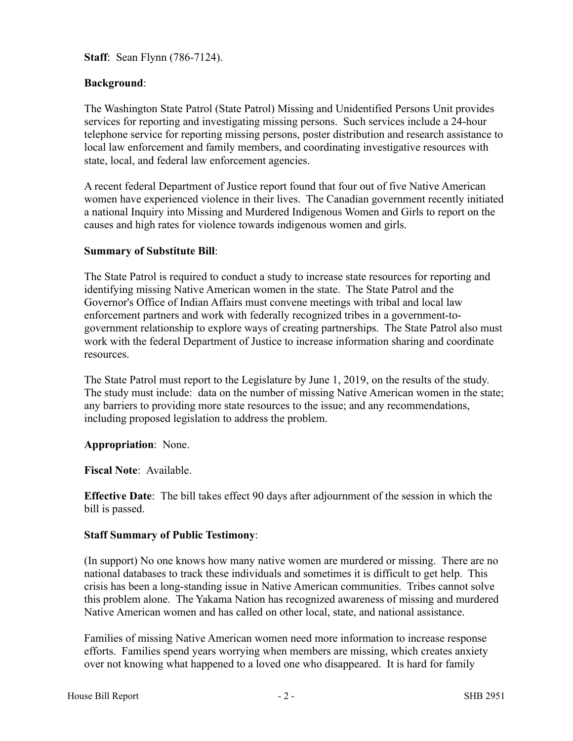**Staff**: Sean Flynn (786-7124).

**Background**:

The Washington State Patrol (State Patrol) Missing and Unidentified Persons Unit provides services for reporting and investigating missing persons. Such services include a 24-hour telephone service for reporting missing persons, poster distribution and research assistance to local law enforcement and family members, and coordinating investigative resources with state, local, and federal law enforcement agencies.

A recent federal Department of Justice report found that four out of five Native American women have experienced violence in their lives. The Canadian government recently initiated a national Inquiry into Missing and Murdered Indigenous Women and Girls to report on the causes and high rates for violence towards indigenous women and girls.

**Summary of Substitute Bill**:

The State Patrol is required to conduct a study to increase state resources for reporting and identifying missing Native American women in the state. The State Patrol and the Governor's Office of Indian Affairs must convene meetings with tribal and local law enforcement partners and work with federally recognized tribes in a government-to-government relationship to explore ways of creating partnerships. The State Patrol also must work with the federal Department of Justice to increase information sharing and coordinate resources.

The State Patrol must report to the Legislature by June 1, 2019, on the results of the study. The study must include: data on the number of missing Native American women in the state; any barriers to providing more state resources to the issue; and any recommendations, including proposed legislation to address the problem.

**Appropriation**: None.

**Fiscal Note**: Available.

**Effective Date**: The bill takes effect 90 days after adjournment of the session in which the bill is passed.

**Staff Summary of Public Testimony**:

(In support) No one knows how many native women are murdered or missing. There are no national databases to track these individuals and sometimes it is difficult to get help. This crisis has been a long-standing issue in Native American communities. Tribes cannot solve this problem alone. The Yakama Nation has recognized awareness of missing and murdered Native American women and has called on other local, state, and national assistance.

Families of missing Native American women need more information to increase response efforts. Families spend years worrying when members are missing, which creates anxiety over not knowing what happened to a loved one who disappeared. It is hard for family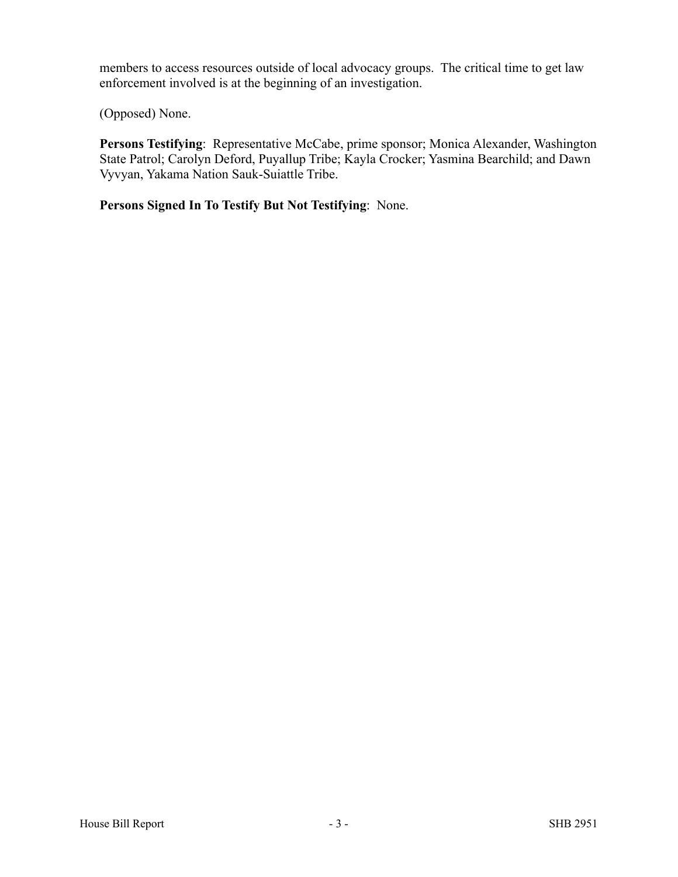members to access resources outside of local advocacy groups. The critical time to get law enforcement involved is at the beginning of an investigation.

(Opposed) None.

**Persons Testifying**: Representative McCabe, prime sponsor; Monica Alexander, Washington State Patrol; Carolyn Deford, Puyallup Tribe; Kayla Crocker; Yasmina Bearchild; and Dawn Vyvyan, Yakama Nation Sauk-Suiattle Tribe.

**Persons Signed In To Testify But Not Testifying**: None.